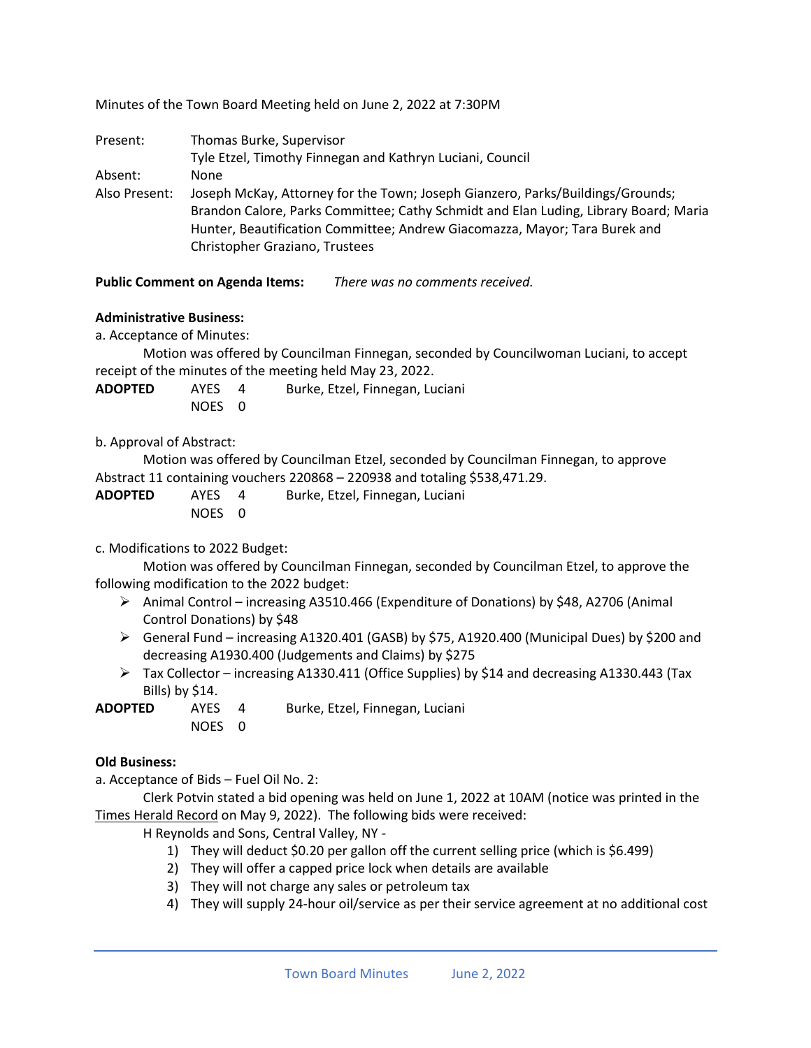Minutes of the Town Board Meeting held on June 2, 2022 at 7:30PM

| | |
|---|---|
| Present: | Thomas Burke, Supervisor<br>Tyle Etzel, Timothy Finnegan and Kathryn Luciani, Council |
| Absent: | None |
| Also Present: | Joseph McKay, Attorney for the Town; Joseph Gianzero, Parks/Buildings/Grounds; Brandon Calore, Parks Committee; Cathy Schmidt and Elan Luding, Library Board; Maria Hunter, Beautification Committee; Andrew Giacomazza, Mayor; Tara Burek and Christopher Graziano, Trustees |

**Public Comment on Agenda Items:** *There was no comments received.*

**Administrative Business:**

a. Acceptance of Minutes:

Motion was offered by Councilman Finnegan, seconded by Councilwoman Luciani, to accept receipt of the minutes of the meeting held May 23, 2022.

| | | | |
|---|---|---|---|
| **ADOPTED** | AYES | 4 | Burke, Etzel, Finnegan, Luciani |
| | NOES | 0 | |

b. Approval of Abstract:

Motion was offered by Councilman Etzel, seconded by Councilman Finnegan, to approve Abstract 11 containing vouchers 220868 – 220938 and totaling $538,471.29.

| | | | |
|---|---|---|---|
| **ADOPTED** | AYES | 4 | Burke, Etzel, Finnegan, Luciani |
| | NOES | 0 | |

c. Modifications to 2022 Budget:

Motion was offered by Councilman Finnegan, seconded by Councilman Etzel, to approve the following modification to the 2022 budget:

- Animal Control – increasing A3510.466 (Expenditure of Donations) by $48, A2706 (Animal Control Donations) by $48
- General Fund – increasing A1320.401 (GASB) by $75, A1920.400 (Municipal Dues) by $200 and decreasing A1930.400 (Judgements and Claims) by $275
- Tax Collector – increasing A1330.411 (Office Supplies) by $14 and decreasing A1330.443 (Tax Bills) by $14.

| | | | |
|---|---|---|---|
| **ADOPTED** | AYES | 4 | Burke, Etzel, Finnegan, Luciani |
| | NOES | 0 | |

**Old Business:**

a. Acceptance of Bids – Fuel Oil No. 2:

Clerk Potvin stated a bid opening was held on June 1, 2022 at 10AM (notice was printed in the Times Herald Record on May 9, 2022). The following bids were received:

H Reynolds and Sons, Central Valley, NY -

1) They will deduct $0.20 per gallon off the current selling price (which is $6.499)
2) They will offer a capped price lock when details are available
3) They will not charge any sales or petroleum tax
4) They will supply 24-hour oil/service as per their service agreement at no additional cost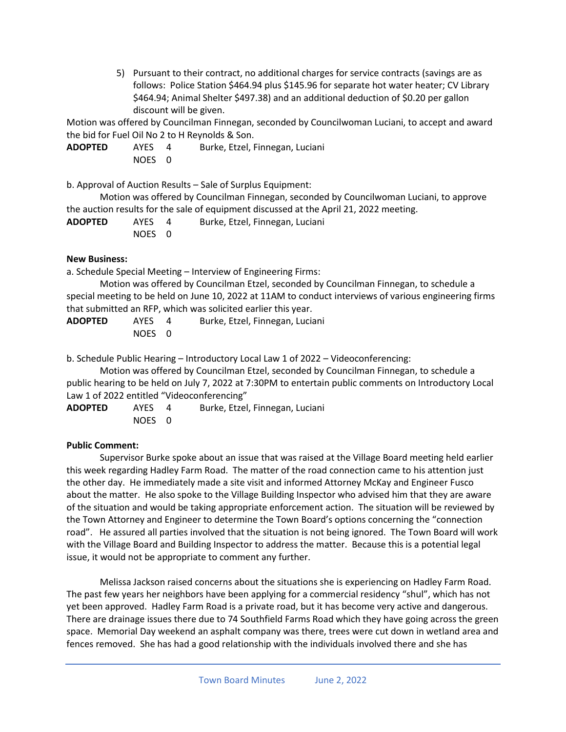5) Pursuant to their contract, no additional charges for service contracts (savings are as follows: Police Station $464.94 plus $145.96 for separate hot water heater; CV Library $464.94; Animal Shelter $497.38) and an additional deduction of $0.20 per gallon discount will be given.

Motion was offered by Councilman Finnegan, seconded by Councilwoman Luciani, to accept and award the bid for Fuel Oil No 2 to H Reynolds & Son.

**ADOPTED** AYES 4 Burke, Etzel, Finnegan, Luciani
NOES 0

b. Approval of Auction Results – Sale of Surplus Equipment:

Motion was offered by Councilman Finnegan, seconded by Councilwoman Luciani, to approve the auction results for the sale of equipment discussed at the April 21, 2022 meeting.

**ADOPTED** AYES 4 Burke, Etzel, Finnegan, Luciani
NOES 0

**New Business:**

a. Schedule Special Meeting – Interview of Engineering Firms:

Motion was offered by Councilman Etzel, seconded by Councilman Finnegan, to schedule a special meeting to be held on June 10, 2022 at 11AM to conduct interviews of various engineering firms that submitted an RFP, which was solicited earlier this year.

**ADOPTED** AYES 4 Burke, Etzel, Finnegan, Luciani
NOES 0

b. Schedule Public Hearing – Introductory Local Law 1 of 2022 – Videoconferencing:

Motion was offered by Councilman Etzel, seconded by Councilman Finnegan, to schedule a public hearing to be held on July 7, 2022 at 7:30PM to entertain public comments on Introductory Local Law 1 of 2022 entitled "Videoconferencing"

**ADOPTED** AYES 4 Burke, Etzel, Finnegan, Luciani
NOES 0

**Public Comment:**

Supervisor Burke spoke about an issue that was raised at the Village Board meeting held earlier this week regarding Hadley Farm Road. The matter of the road connection came to his attention just the other day. He immediately made a site visit and informed Attorney McKay and Engineer Fusco about the matter. He also spoke to the Village Building Inspector who advised him that they are aware of the situation and would be taking appropriate enforcement action. The situation will be reviewed by the Town Attorney and Engineer to determine the Town Board's options concerning the "connection road". He assured all parties involved that the situation is not being ignored. The Town Board will work with the Village Board and Building Inspector to address the matter. Because this is a potential legal issue, it would not be appropriate to comment any further.

Melissa Jackson raised concerns about the situations she is experiencing on Hadley Farm Road. The past few years her neighbors have been applying for a commercial residency "shul", which has not yet been approved. Hadley Farm Road is a private road, but it has become very active and dangerous. There are drainage issues there due to 74 Southfield Farms Road which they have going across the green space. Memorial Day weekend an asphalt company was there, trees were cut down in wetland area and fences removed. She has had a good relationship with the individuals involved there and she has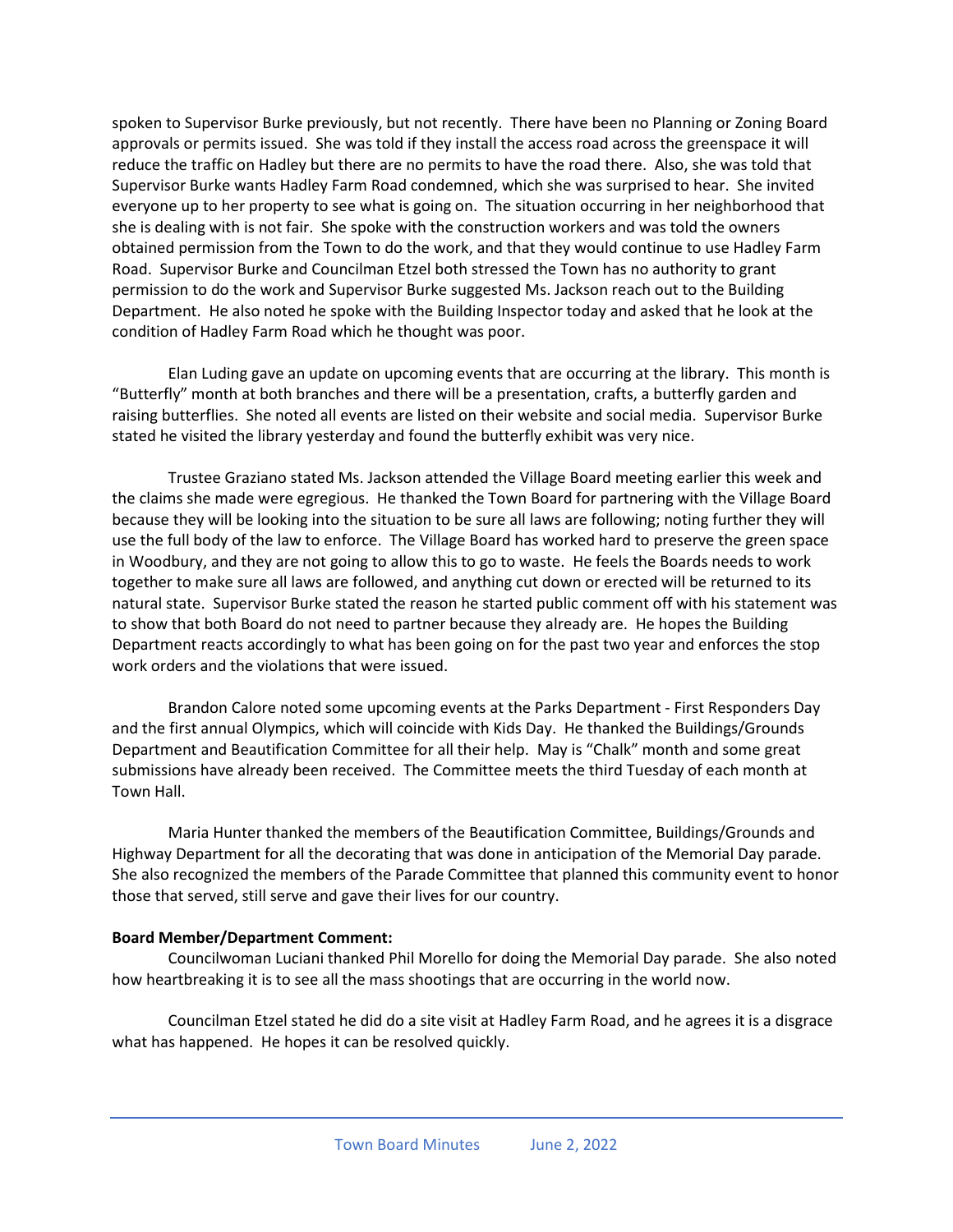spoken to Supervisor Burke previously, but not recently. There have been no Planning or Zoning Board approvals or permits issued. She was told if they install the access road across the greenspace it will reduce the traffic on Hadley but there are no permits to have the road there. Also, she was told that Supervisor Burke wants Hadley Farm Road condemned, which she was surprised to hear. She invited everyone up to her property to see what is going on. The situation occurring in her neighborhood that she is dealing with is not fair. She spoke with the construction workers and was told the owners obtained permission from the Town to do the work, and that they would continue to use Hadley Farm Road. Supervisor Burke and Councilman Etzel both stressed the Town has no authority to grant permission to do the work and Supervisor Burke suggested Ms. Jackson reach out to the Building Department. He also noted he spoke with the Building Inspector today and asked that he look at the condition of Hadley Farm Road which he thought was poor.

Elan Luding gave an update on upcoming events that are occurring at the library. This month is "Butterfly" month at both branches and there will be a presentation, crafts, a butterfly garden and raising butterflies. She noted all events are listed on their website and social media. Supervisor Burke stated he visited the library yesterday and found the butterfly exhibit was very nice.

Trustee Graziano stated Ms. Jackson attended the Village Board meeting earlier this week and the claims she made were egregious. He thanked the Town Board for partnering with the Village Board because they will be looking into the situation to be sure all laws are following; noting further they will use the full body of the law to enforce. The Village Board has worked hard to preserve the green space in Woodbury, and they are not going to allow this to go to waste. He feels the Boards needs to work together to make sure all laws are followed, and anything cut down or erected will be returned to its natural state. Supervisor Burke stated the reason he started public comment off with his statement was to show that both Board do not need to partner because they already are. He hopes the Building Department reacts accordingly to what has been going on for the past two year and enforces the stop work orders and the violations that were issued.

Brandon Calore noted some upcoming events at the Parks Department - First Responders Day and the first annual Olympics, which will coincide with Kids Day. He thanked the Buildings/Grounds Department and Beautification Committee for all their help. May is "Chalk" month and some great submissions have already been received. The Committee meets the third Tuesday of each month at Town Hall.

Maria Hunter thanked the members of the Beautification Committee, Buildings/Grounds and Highway Department for all the decorating that was done in anticipation of the Memorial Day parade. She also recognized the members of the Parade Committee that planned this community event to honor those that served, still serve and gave their lives for our country.

**Board Member/Department Comment:**

Councilwoman Luciani thanked Phil Morello for doing the Memorial Day parade. She also noted how heartbreaking it is to see all the mass shootings that are occurring in the world now.

Councilman Etzel stated he did do a site visit at Hadley Farm Road, and he agrees it is a disgrace what has happened. He hopes it can be resolved quickly.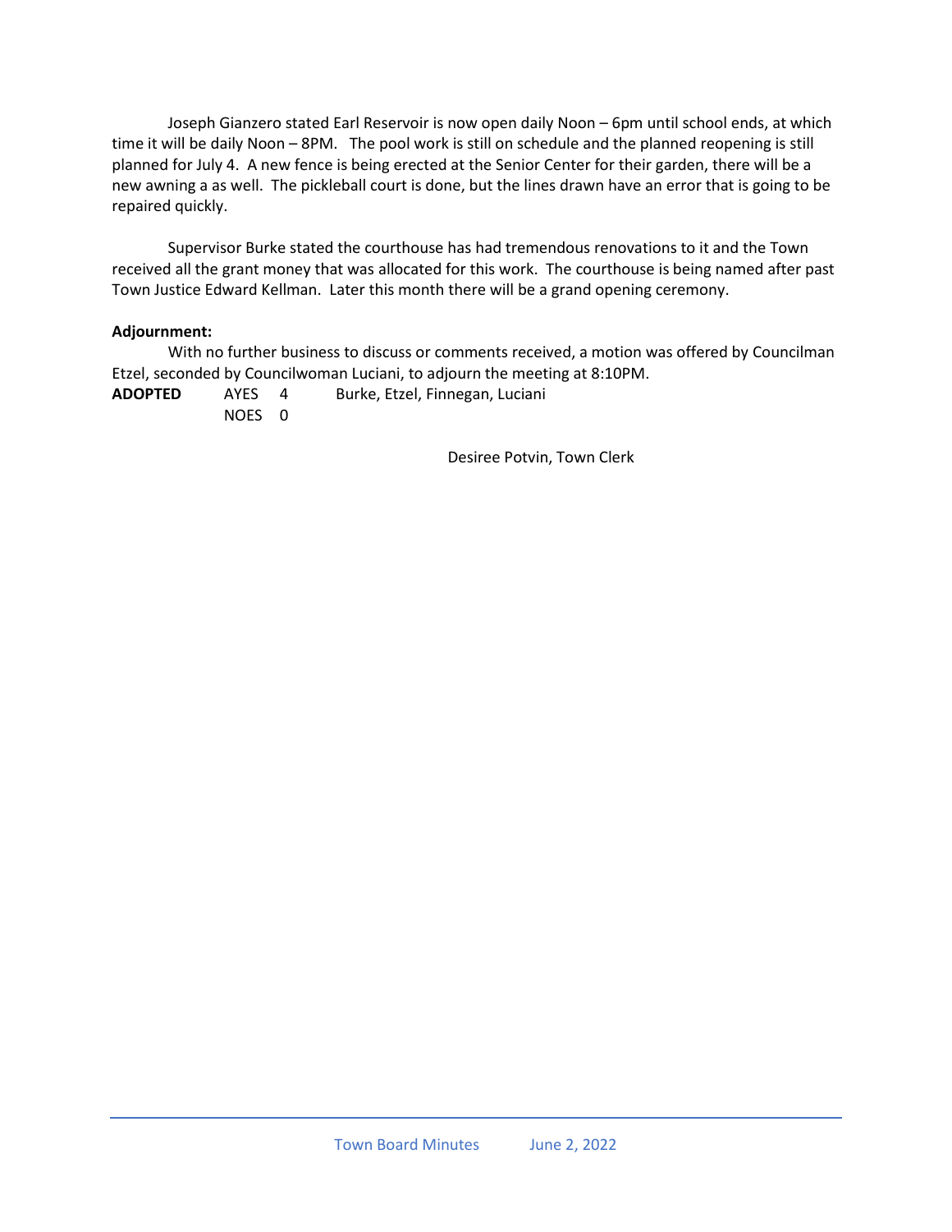Joseph Gianzero stated Earl Reservoir is now open daily Noon – 6pm until school ends, at which time it will be daily Noon – 8PM. The pool work is still on schedule and the planned reopening is still planned for July 4. A new fence is being erected at the Senior Center for their garden, there will be a new awning a as well. The pickleball court is done, but the lines drawn have an error that is going to be repaired quickly.

Supervisor Burke stated the courthouse has had tremendous renovations to it and the Town received all the grant money that was allocated for this work. The courthouse is being named after past Town Justice Edward Kellman. Later this month there will be a grand opening ceremony.

**Adjournment:**

With no further business to discuss or comments received, a motion was offered by Councilman Etzel, seconded by Councilwoman Luciani, to adjourn the meeting at 8:10PM.

| | | | |
|---|---|---|---|
| **ADOPTED** | AYES | 4 | Burke, Etzel, Finnegan, Luciani |
| | NOES | 0 | |

Desiree Potvin, Town Clerk